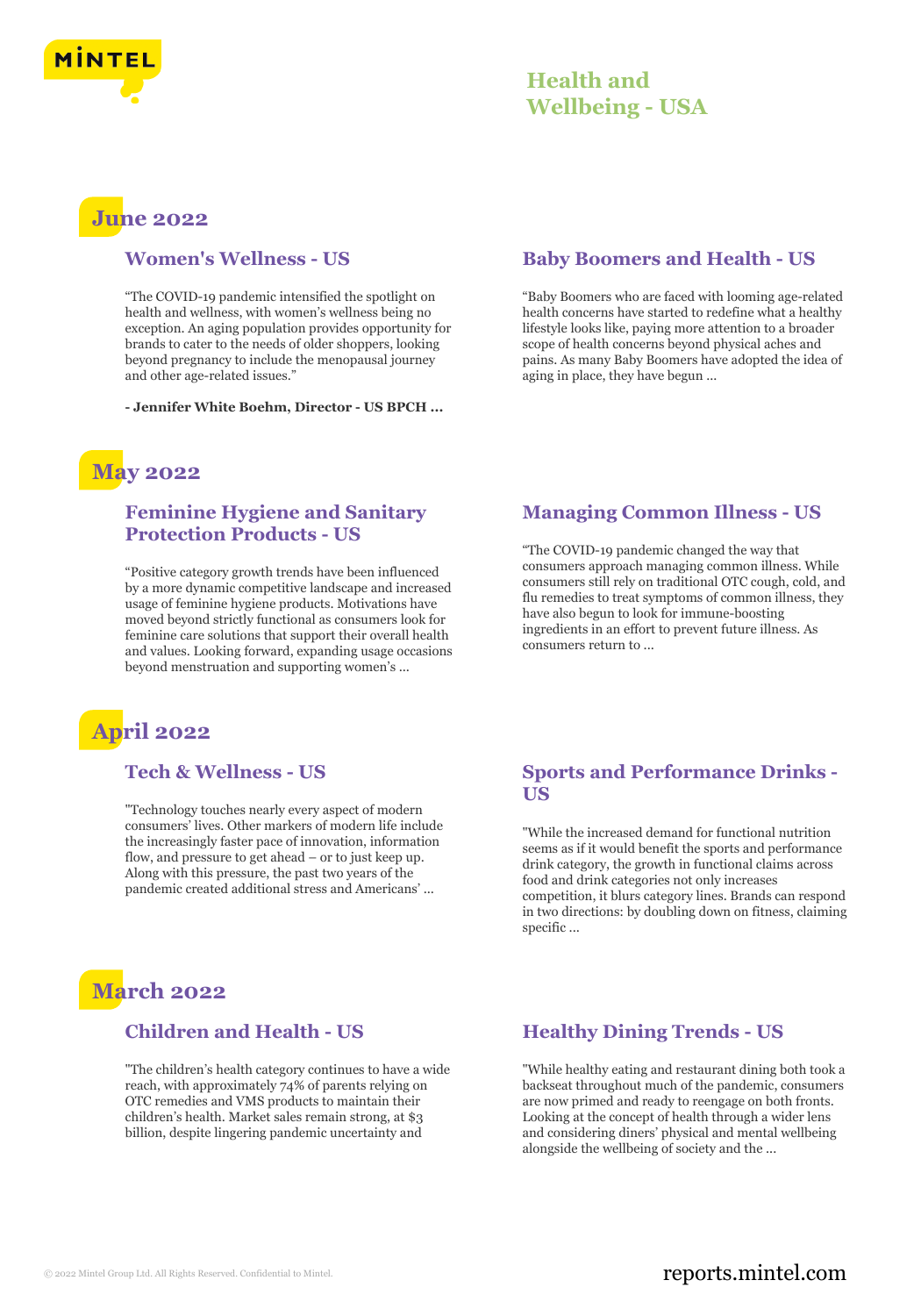# Health and Wellbeing - USA

## June 2022

### Women's Wellness - US

"The COVID-19 pandemic intensified the spotlight on health and wellness, with women's wellness being no exception. An aging population provides opportunity for brands to cater to the needs of older shoppers, looking beyond pregnancy to include the menopausal journey and other age-related issues."

**- Jennifer White Boehm, Director - US BPCH ...**

### Baby Boomers and Health - US

"Baby Boomers who are faced with looming age-related health concerns have started to redefine what a healthy lifestyle looks like, paying more attention to a broader scope of health concerns beyond physical aches and pains. As many Baby Boomers have adopted the idea of aging in place, they have begun ...

## May 2022

### Feminine Hygiene and Sanitary Protection Products - US

"Positive category growth trends have been influenced by a more dynamic competitive landscape and increased usage of feminine hygiene products. Motivations have moved beyond strictly functional as consumers look for feminine care solutions that support their overall health and values. Looking forward, expanding usage occasions beyond menstruation and supporting women's ...

### Managing Common Illness - US

"The COVID-19 pandemic changed the way that consumers approach managing common illness. While consumers still rely on traditional OTC cough, cold, and flu remedies to treat symptoms of common illness, they have also begun to look for immune-boosting ingredients in an effort to prevent future illness. As consumers return to ...

## April 2022

### Tech & Wellness - US

"Technology touches nearly every aspect of modern consumers' lives. Other markers of modern life include the increasingly faster pace of innovation, information flow, and pressure to get ahead – or to just keep up. Along with this pressure, the past two years of the pandemic created additional stress and Americans' ...

### Sports and Performance Drinks - US

"While the increased demand for functional nutrition seems as if it would benefit the sports and performance drink category, the growth in functional claims across food and drink categories not only increases competition, it blurs category lines. Brands can respond in two directions: by doubling down on fitness, claiming specific ...

## March 2022

### Children and Health - US

"The children's health category continues to have a wide reach, with approximately 74% of parents relying on OTC remedies and VMS products to maintain their children's health. Market sales remain strong, at $3 billion, despite lingering pandemic uncertainty and

### Healthy Dining Trends - US

"While healthy eating and restaurant dining both took a backseat throughout much of the pandemic, consumers are now primed and ready to reengage on both fronts. Looking at the concept of health through a wider lens and considering diners' physical and mental wellbeing alongside the wellbeing of society and the ...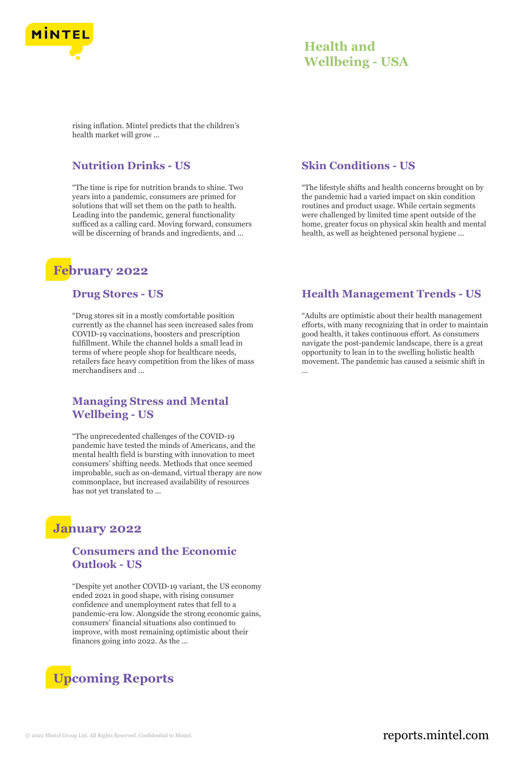rising inflation. Mintel predicts that the children's health market will grow ...

### Nutrition Drinks - US

"The time is ripe for nutrition brands to shine. Two years into a pandemic, consumers are primed for solutions that will set them on the path to health. Leading into the pandemic, general functionality sufficed as a calling card. Moving forward, consumers will be discerning of brands and ingredients, and ...

### Skin Conditions - US

"The lifestyle shifts and health concerns brought on by the pandemic had a varied impact on skin condition routines and product usage. While certain segments were challenged by limited time spent outside of the home, greater focus on physical skin health and mental health, as well as heightened personal hygiene ...

## February 2022

### Drug Stores - US

"Drug stores sit in a mostly comfortable position currently as the channel has seen increased sales from COVID-19 vaccinations, boosters and prescription fulfillment. While the channel holds a small lead in terms of where people shop for healthcare needs, retailers face heavy competition from the likes of mass merchandisers and ...

### Health Management Trends - US

"Adults are optimistic about their health management efforts, with many recognizing that in order to maintain good health, it takes continuous effort. As consumers navigate the post-pandemic landscape, there is a great opportunity to lean in to the swelling holistic health movement. The pandemic has caused a seismic shift in ...

### Managing Stress and Mental Wellbeing - US

"The unprecedented challenges of the COVID-19 pandemic have tested the minds of Americans, and the mental health field is bursting with innovation to meet consumers' shifting needs. Methods that once seemed improbable, such as on-demand, virtual therapy are now commonplace, but increased availability of resources has not yet translated to ...

## January 2022

### Consumers and the Economic Outlook - US

"Despite yet another COVID-19 variant, the US economy ended 2021 in good shape, with rising consumer confidence and unemployment rates that fell to a pandemic-era low. Alongside the strong economic gains, consumers' financial situations also continued to improve, with most remaining optimistic about their finances going into 2022. As the ...

## Upcoming Reports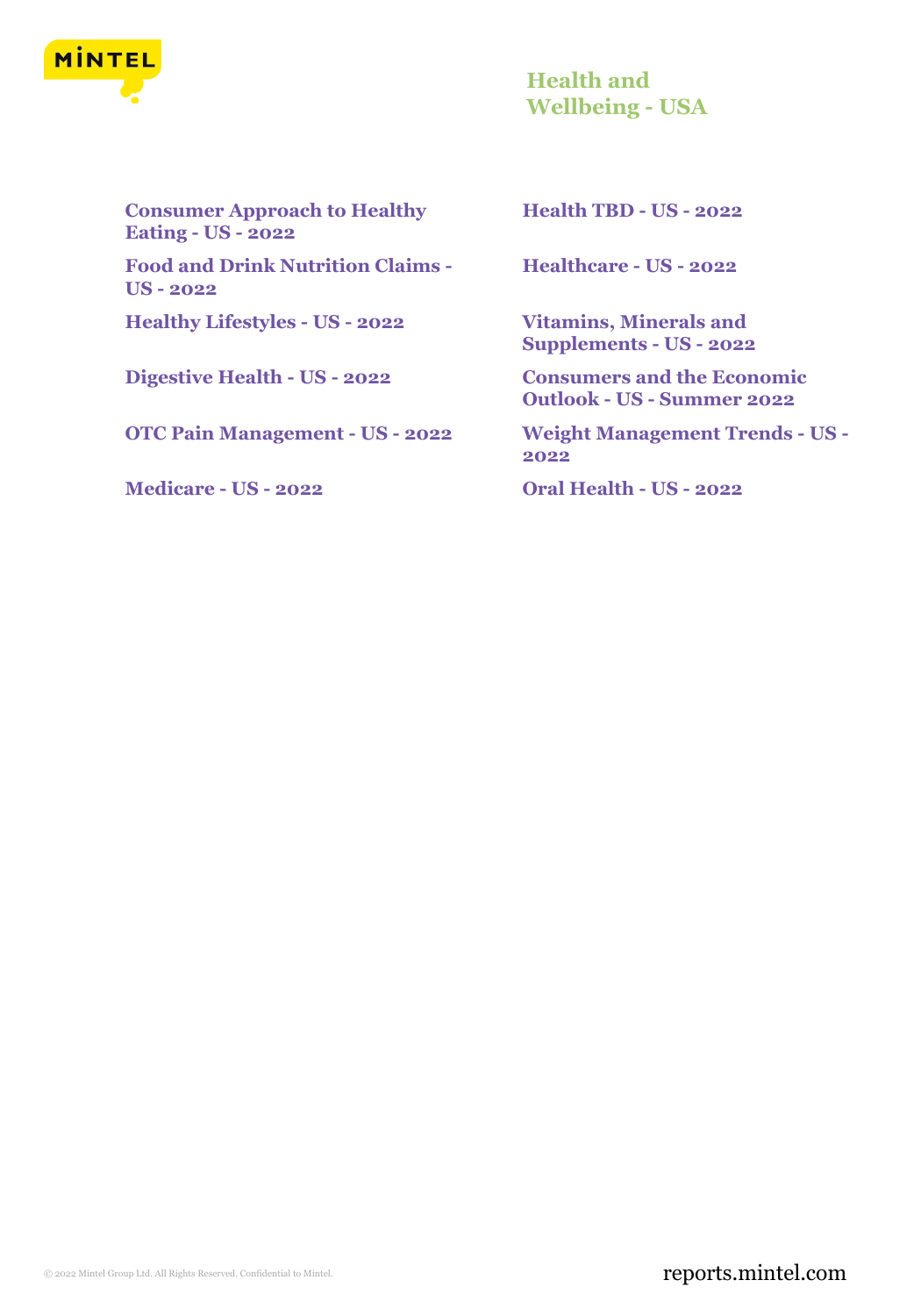## Health and Wellbeing - USA

**Consumer Approach to Healthy Eating - US - 2022**

**Food and Drink Nutrition Claims - US - 2022**

**Healthy Lifestyles - US - 2022**

**Digestive Health - US - 2022**

**OTC Pain Management - US - 2022**

**Medicare - US - 2022**

**Health TBD - US - 2022**

**Healthcare - US - 2022**

**Vitamins, Minerals and Supplements - US - 2022**

**Consumers and the Economic Outlook - US - Summer 2022**

**Weight Management Trends - US - 2022**

**Oral Health - US - 2022**